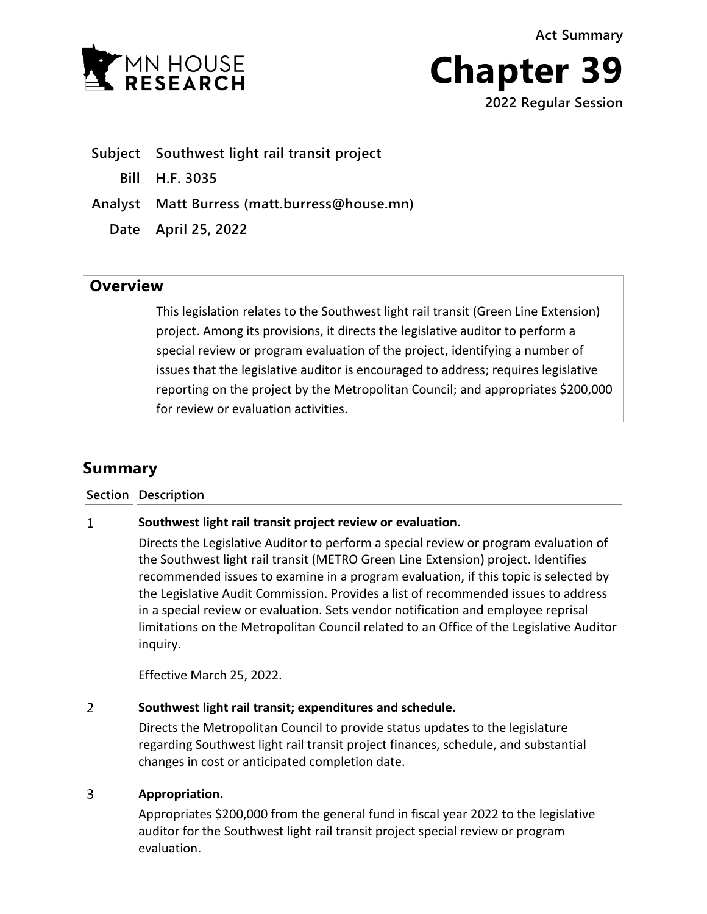MN HOUSE RESEARCH

Act Summary

# Chapter 39

2022 Regular Session

| | |
|---|---|
| **Subject** | **Southwest light rail transit project** |
| **Bill** | **H.F. 3035** |
| **Analyst** | **Matt Burress (matt.burress@house.mn)** |
| **Date** | **April 25, 2022** |

## Overview

This legislation relates to the Southwest light rail transit (Green Line Extension) project. Among its provisions, it directs the legislative auditor to perform a special review or program evaluation of the project, identifying a number of issues that the legislative auditor is encouraged to address; requires legislative reporting on the project by the Metropolitan Council; and appropriates $200,000 for review or evaluation activities.

## Summary

| Section | Description |
|---|---|
| 1 | **Southwest light rail transit project review or evaluation.**<br>Directs the Legislative Auditor to perform a special review or program evaluation of the Southwest light rail transit (METRO Green Line Extension) project. Identifies recommended issues to examine in a program evaluation, if this topic is selected by the Legislative Audit Commission. Provides a list of recommended issues to address in a special review or evaluation. Sets vendor notification and employee reprisal limitations on the Metropolitan Council related to an Office of the Legislative Auditor inquiry.<br><br>Effective March 25, 2022. |
| 2 | **Southwest light rail transit; expenditures and schedule.**<br>Directs the Metropolitan Council to provide status updates to the legislature regarding Southwest light rail transit project finances, schedule, and substantial changes in cost or anticipated completion date. |
| 3 | **Appropriation.**<br>Appropriates $200,000 from the general fund in fiscal year 2022 to the legislative auditor for the Southwest light rail transit project special review or program evaluation. |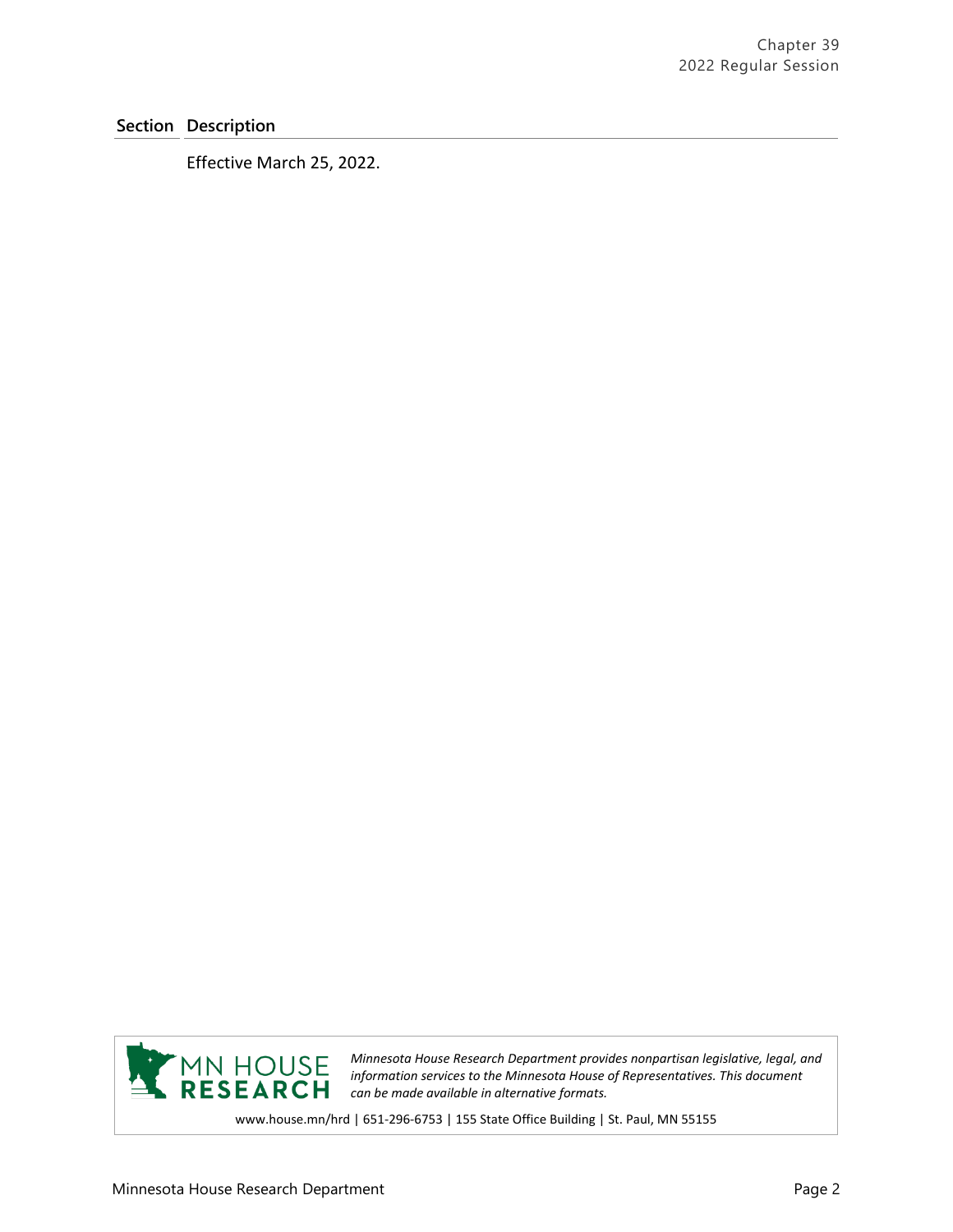| Section | Description |
| --- | --- |
| | Effective March 25, 2022. |

*Minnesota House Research Department provides nonpartisan legislative, legal, and information services to the Minnesota House of Representatives. This document can be made available in alternative formats.*

www.house.mn/hrd | 651-296-6753 | 155 State Office Building | St. Paul, MN 55155